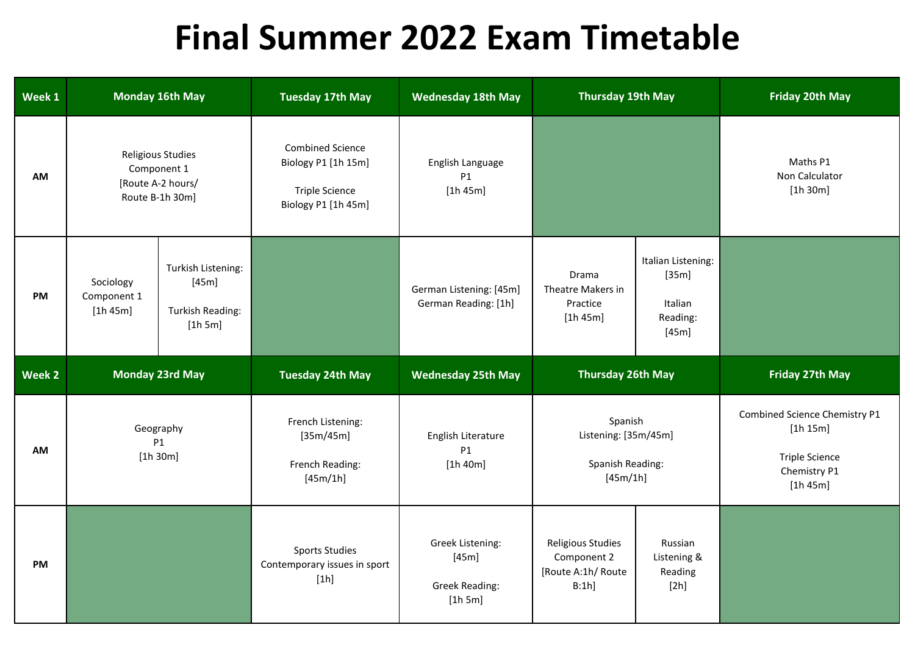# Final Summer 2022 Exam Timetable

| Week 1 | Monday 16th May | | Tuesday 17th May | Wednesday 18th May | Thursday 19th May | | Friday 20th May |
|---|---|---|---|---|---|---|---|
| AM | Religious Studies Component 1 [Route A-2 hours/ Route B-1h 30m] | | Combined Science Biology P1 [1h 15m]<br><br>Triple Science Biology P1 [1h 45m] | English Language P1 [1h 45m] | | | Maths P1 Non Calculator [1h 30m] |
| PM | Sociology Component 1 [1h 45m] | Turkish Listening: [45m]<br><br>Turkish Reading: [1h 5m] | | German Listening: [45m] German Reading: [1h] | Drama Theatre Makers in Practice [1h 45m] | Italian Listening: [35m]<br><br>Italian Reading: [45m] | |
| **Week 2** | **Monday 23rd May** | | **Tuesday 24th May** | **Wednesday 25th May** | **Thursday 26th May** | | **Friday 27th May** |
| AM | Geography P1 [1h 30m] | | French Listening: [35m/45m]<br><br>French Reading: [45m/1h] | English Literature P1 [1h 40m] | Spanish Listening: [35m/45m]<br><br>Spanish Reading: [45m/1h] | | Combined Science Chemistry P1 [1h 15m]<br><br>Triple Science Chemistry P1 [1h 45m] |
| PM | | | Sports Studies Contemporary issues in sport [1h] | Greek Listening: [45m]<br><br>Greek Reading: [1h 5m] | Religious Studies Component 2 [Route A:1h/ Route B:1h] | Russian Listening & Reading [2h] | |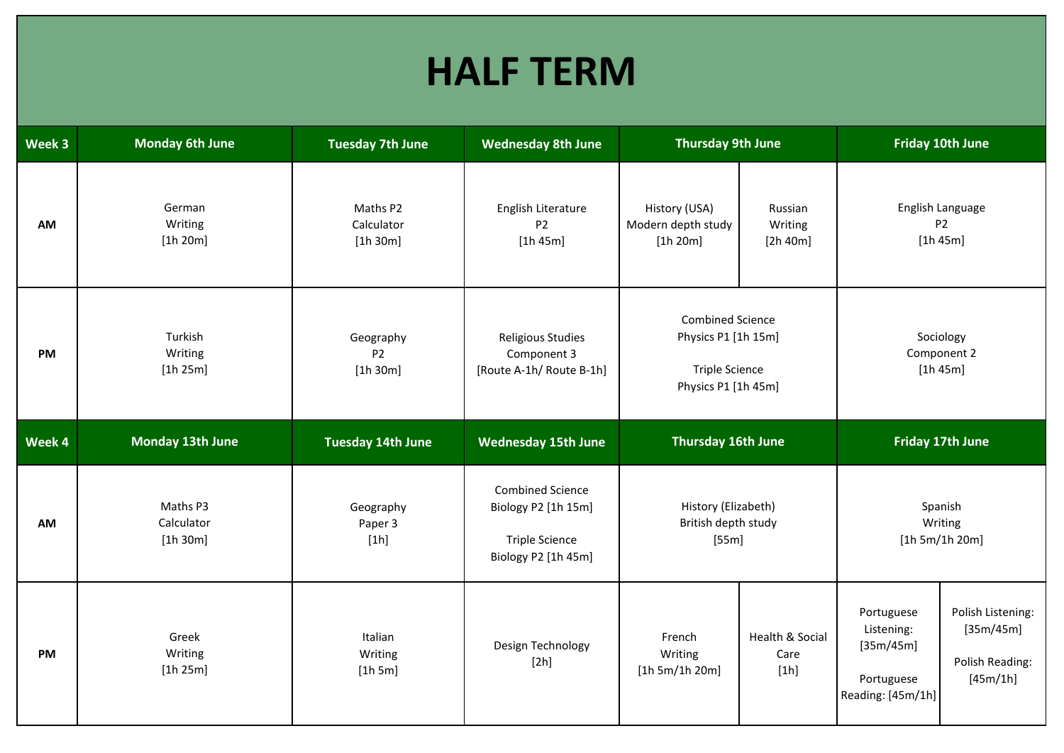# HALF TERM

| Week 3 | Monday 6th June | Tuesday 7th June | Wednesday 8th June | Thursday 9th June | | Friday 10th June | |
|---|---|---|---|---|---|---|---|
| **AM** | German Writing [1h 20m] | Maths P2 Calculator [1h 30m] | English Literature P2 [1h 45m] | History (USA) Modern depth study [1h 20m] | Russian Writing [2h 40m] | English Language P2 [1h 45m] | |
| **PM** | Turkish Writing [1h 25m] | Geography P2 [1h 30m] | Religious Studies Component 3 [Route A-1h/ Route B-1h] | Combined Science Physics P1 [1h 15m]<br><br>Triple Science Physics P1 [1h 45m] | | Sociology Component 2 [1h 45m] | |
| **Week 4** | **Monday 13th June** | **Tuesday 14th June** | **Wednesday 15th June** | **Thursday 16th June** | | **Friday 17th June** | |
| **AM** | Maths P3 Calculator [1h 30m] | Geography Paper 3 [1h] | Combined Science Biology P2 [1h 15m]<br><br>Triple Science Biology P2 [1h 45m] | History (Elizabeth) British depth study [55m] | | Spanish Writing [1h 5m/1h 20m] | |
| **PM** | Greek Writing [1h 25m] | Italian Writing [1h 5m] | Design Technology [2h] | French Writing [1h 5m/1h 20m] | Health & Social Care [1h] | Portuguese Listening: [35m/45m]<br><br>Portuguese Reading: [45m/1h] | Polish Listening: [35m/45m]<br><br>Polish Reading: [45m/1h] |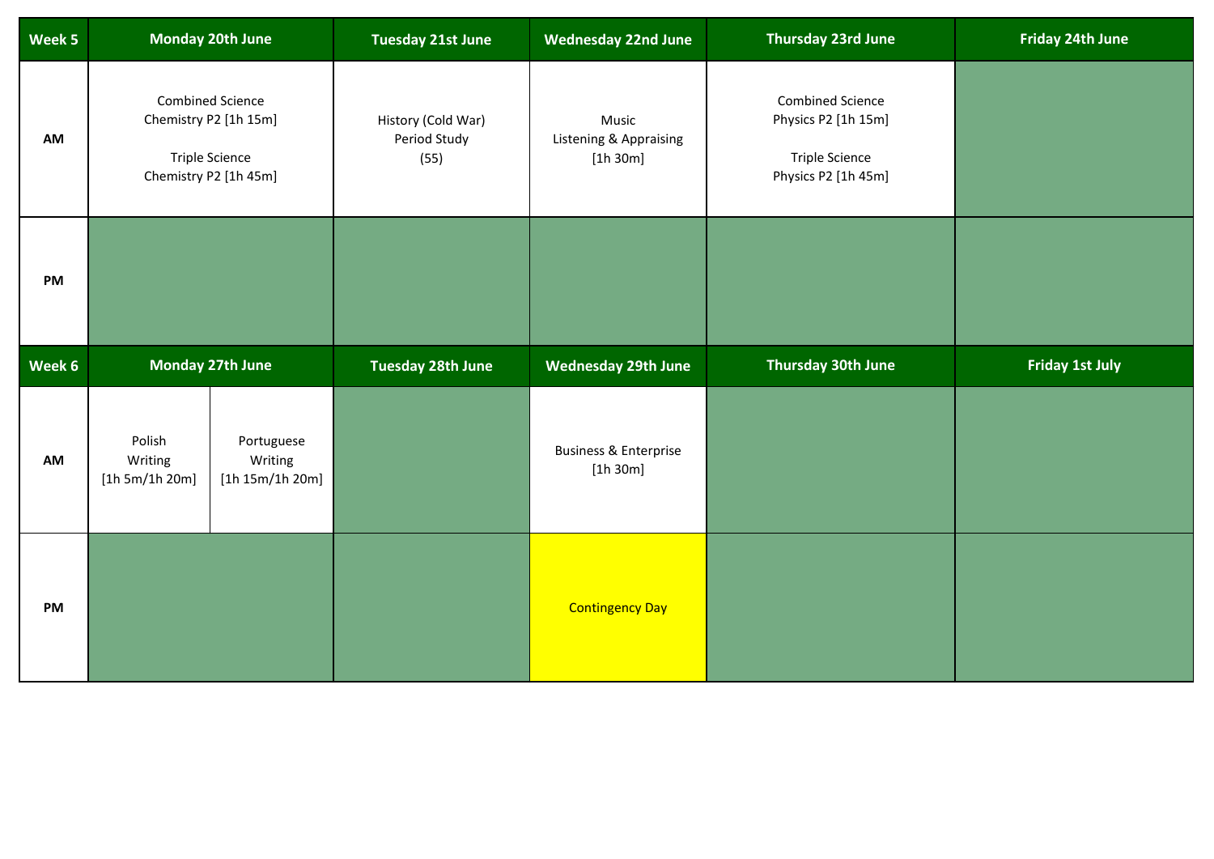| Week 5 | Monday 20th June | | Tuesday 21st June | Wednesday 22nd June | Thursday 23rd June | Friday 24th June |
|---|---|---|---|---|---|---|
| AM | Combined Science Chemistry P2 [1h 15m]<br><br>Triple Science Chemistry P2 [1h 45m] | | History (Cold War) Period Study (55) | Music Listening & Appraising [1h 30m] | Combined Science Physics P2 [1h 15m]<br><br>Triple Science Physics P2 [1h 45m] | |
| PM | | | | | | |
| **Week 6** | **Monday 27th June** | | **Tuesday 28th June** | **Wednesday 29th June** | **Thursday 30th June** | **Friday 1st July** |
| AM | Polish Writing [1h 5m/1h 20m] | Portuguese Writing [1h 15m/1h 20m] | | Business & Enterprise [1h 30m] | | |
| PM | | | | Contingency Day | | |